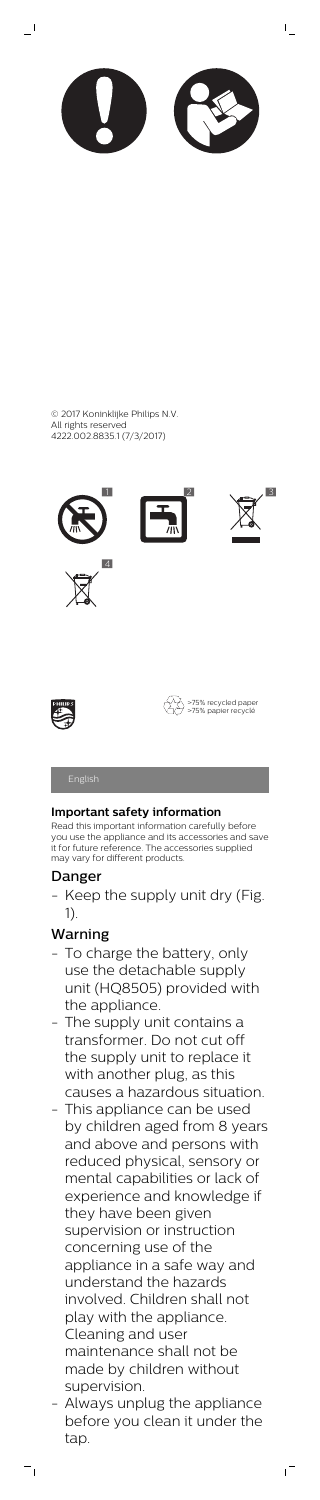© 2017 Koninklijke Philips N.V.
All rights reserved
4222.002.8835.1 (7/3/2017)

1 2 3

4

>75% recycled paper
>75% papier recyclé

English

**Important safety information**

Read this important information carefully before you use the appliance and its accessories and save it for future reference. The accessories supplied may vary for different products.

## Danger

- Keep the supply unit dry (Fig. 1).

## Warning

- To charge the battery, only use the detachable supply unit (HQ8505) provided with the appliance.
- The supply unit contains a transformer. Do not cut off the supply unit to replace it with another plug, as this causes a hazardous situation.
- This appliance can be used by children aged from 8 years and above and persons with reduced physical, sensory or mental capabilities or lack of experience and knowledge if they have been given supervision or instruction concerning use of the appliance in a safe way and understand the hazards involved. Children shall not play with the appliance. Cleaning and user maintenance shall not be made by children without supervision.
- Always unplug the appliance before you clean it under the tap.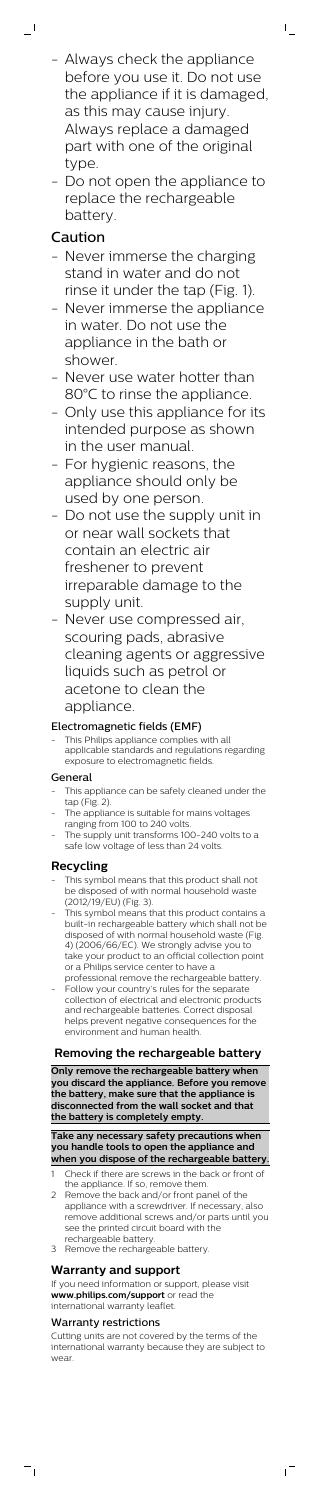- Always check the appliance before you use it. Do not use the appliance if it is damaged, as this may cause injury. Always replace a damaged part with one of the original type.
- Do not open the appliance to replace the rechargeable battery.

## Caution

- Never immerse the charging stand in water and do not rinse it under the tap (Fig. 1).
- Never immerse the appliance in water. Do not use the appliance in the bath or shower.
- Never use water hotter than 80°C to rinse the appliance.
- Only use this appliance for its intended purpose as shown in the user manual.
- For hygienic reasons, the appliance should only be used by one person.
- Do not use the supply unit in or near wall sockets that contain an electric air freshener to prevent irreparable damage to the supply unit.
- Never use compressed air, scouring pads, abrasive cleaning agents or aggressive liquids such as petrol or acetone to clean the appliance.

### Electromagnetic fields (EMF)

- This Philips appliance complies with all applicable standards and regulations regarding exposure to electromagnetic fields.

### General

- This appliance can be safely cleaned under the tap (Fig. 2).
- The appliance is suitable for mains voltages ranging from 100 to 240 volts.
- The supply unit transforms 100-240 volts to a safe low voltage of less than 24 volts.

## Recycling

- This symbol means that this product shall not be disposed of with normal household waste (2012/19/EU) (Fig. 3).
- This symbol means that this product contains a built-in rechargeable battery which shall not be disposed of with normal household waste (Fig. 4) (2006/66/EC). We strongly advise you to take your product to an official collection point or a Philips service center to have a professional remove the rechargeable battery.
- Follow your country's rules for the separate collection of electrical and electronic products and rechargeable batteries. Correct disposal helps prevent negative consequences for the environment and human health.

## Removing the rechargeable battery

**Only remove the rechargeable battery when you discard the appliance. Before you remove the battery, make sure that the appliance is disconnected from the wall socket and that the battery is completely empty.**

**Take any necessary safety precautions when you handle tools to open the appliance and when you dispose of the rechargeable battery.**

1. Check if there are screws in the back or front of the appliance. If so, remove them.
2. Remove the back and/or front panel of the appliance with a screwdriver. If necessary, also remove additional screws and/or parts until you see the printed circuit board with the rechargeable battery.
3. Remove the rechargeable battery.

## Warranty and support

If you need information or support, please visit **www.philips.com/support** or read the international warranty leaflet.

### Warranty restrictions

Cutting units are not covered by the terms of the international warranty because they are subject to wear.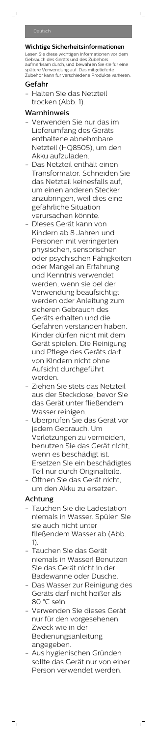## Wichtige Sicherheitsinformationen

Lesen Sie diese wichtigen Informationen vor dem Gebrauch des Geräts und des Zubehörs aufmerksam durch, und bewahren Sie sie für eine spätere Verwendung auf. Das mitgelieferte Zubehör kann für verschiedene Produkte variieren.

### Gefahr

- Halten Sie das Netzteil trocken (Abb. 1).

### Warnhinweis

- Verwenden Sie nur das im Lieferumfang des Geräts enthaltene abnehmbare Netzteil (HQ8505), um den Akku aufzuladen.
- Das Netzteil enthält einen Transformator. Schneiden Sie das Netzteil keinesfalls auf, um einen anderen Stecker anzubringen, weil dies eine gefährliche Situation verursachen könnte.
- Dieses Gerät kann von Kindern ab 8 Jahren und Personen mit verringerten physischen, sensorischen oder psychischen Fähigkeiten oder Mangel an Erfahrung und Kenntnis verwendet werden, wenn sie bei der Verwendung beaufsichtigt werden oder Anleitung zum sicheren Gebrauch des Geräts erhalten und die Gefahren verstanden haben. Kinder dürfen nicht mit dem Gerät spielen. Die Reinigung und Pflege des Geräts darf von Kindern nicht ohne Aufsicht durchgeführt werden.
- Ziehen Sie stets das Netzteil aus der Steckdose, bevor Sie das Gerät unter fließendem Wasser reinigen.
- Überprüfen Sie das Gerät vor jedem Gebrauch. Um Verletzungen zu vermeiden, benutzen Sie das Gerät nicht, wenn es beschädigt ist. Ersetzen Sie ein beschädigtes Teil nur durch Originalteile.
- Öffnen Sie das Gerät nicht, um den Akku zu ersetzen.

### Achtung

- Tauchen Sie die Ladestation niemals in Wasser. Spülen Sie sie auch nicht unter fließendem Wasser ab (Abb. 1).
- Tauchen Sie das Gerät niemals in Wasser! Benutzen Sie das Gerät nicht in der Badewanne oder Dusche.
- Das Wasser zur Reinigung des Geräts darf nicht heißer als 80 °C sein.
- Verwenden Sie dieses Gerät nur für den vorgesehenen Zweck wie in der Bedienungsanleitung angegeben.
- Aus hygienischen Gründen sollte das Gerät nur von einer Person verwendet werden.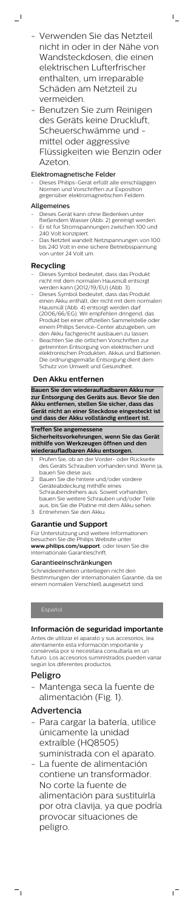- Verwenden Sie das Netzteil nicht in oder in der Nähe von Wandsteckdosen, die einen elektrischen Lufterfrischer enthalten, um irreparable Schäden am Netzteil zu vermeiden.
- Benutzen Sie zum Reinigen des Geräts keine Druckluft, Scheuerschwämme und -mittel oder aggressive Flüssigkeiten wie Benzin oder Azeton.

### Elektromagnetische Felder

- Dieses Philips-Gerät erfüllt alle einschlägigen Normen und Vorschriften zur Exposition gegenüber elektromagnetischen Feldern.

### Allgemeines

- Dieses Gerät kann ohne Bedenken unter fließendem Wasser (Abb. 2) gereinigt werden.
- Er ist für Stromspannungen zwischen 100 und 240 Volt konzipiert.
- Das Netzteil wandelt Netzspannungen von 100 bis 240 Volt in eine sichere Betriebsspannung von unter 24 Volt um.

## Recycling

- Dieses Symbol bedeutet, dass das Produkt nicht mit dem normalen Hausmüll entsorgt werden kann (2012/19/EU) (Abb. 3).
- Dieses Symbol bedeutet, dass das Produkt einen Akku enthält, der nicht mit dem normalen Hausmüll (Abb. 4) entsorgt werden darf (2006/66/EG). Wir empfehlen dringend, das Produkt bei einer offiziellen Sammelstelle oder einem Philips Service-Center abzugeben, um den Akku fachgerecht ausbauen zu lassen.
- Beachten Sie die örtlichen Vorschriften zur getrennten Entsorgung von elektrischen und elektronischen Produkten, Akkus und Batterien. Die ordnungsgemäße Entsorgung dient dem Schutz von Umwelt und Gesundheit.

## Den Akku entfernen

**Bauen Sie den wiederaufladbaren Akku nur zur Entsorgung des Geräts aus. Bevor Sie den Akku entfernen, stellen Sie sicher, dass das Gerät nicht an einer Steckdose eingesteckt ist und dass der Akku vollständig entleert ist.**

**Treffen Sie angemessene Sicherheitsvorkehrungen, wenn Sie das Gerät mithilfe von Werkzeugen öffnen und den wiederaufladbaren Akku entsorgen.**

1. Prüfen Sie, ob an der Vorder- oder Rückseite des Geräts Schrauben vorhanden sind. Wenn ja, bauen Sie diese aus.
2. Bauen Sie die hintere und/oder vordere Geräteabdeckung mithilfe eines Schraubendrehers aus. Soweit vorhanden, bauen Sie weitere Schrauben und/oder Teile aus, bis Sie die Platine mit dem Akku sehen.
3. Entnehmen Sie den Akku.

## Garantie und Support

Für Unterstützung und weitere Informationen besuchen Sie die Philips Website unter **www.philips.com/support**, oder lesen Sie die internationale Garantieschrift.

### Garantieeinschränkungen

Schneideeinheiten unterliegen nicht den Bestimmungen der internationalen Garantie, da sie einem normalen Verschleiß ausgesetzt sind.

# Español

## Información de seguridad importante

Antes de utilizar el aparato y sus accesorios, lea atentamente esta información importante y consérvela por si necesitara consultarla en un futuro. Los accesorios suministrados pueden variar según los diferentes productos.

## Peligro

- Mantenga seca la fuente de alimentación (Fig. 1).

## Advertencia

- Para cargar la batería, utilice únicamente la unidad extraíble (HQ8505) suministrada con el aparato.
- La fuente de alimentación contiene un transformador. No corte la fuente de alimentación para sustituirla por otra clavija, ya que podría provocar situaciones de peligro.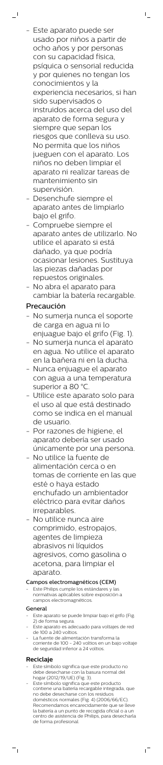- Este aparato puede ser usado por niños a partir de ocho años y por personas con su capacidad física, psíquica o sensorial reducida y por quienes no tengan los conocimientos y la experiencia necesarios, si han sido supervisados o instruidos acerca del uso del aparato de forma segura y siempre que sepan los riesgos que conlleva su uso. No permita que los niños jueguen con el aparato. Los niños no deben limpiar el aparato ni realizar tareas de mantenimiento sin supervisión.
- Desenchufe siempre el aparato antes de limpiarlo bajo el grifo.
- Compruebe siempre el aparato antes de utilizarlo. No utilice el aparato si está dañado, ya que podría ocasionar lesiones. Sustituya las piezas dañadas por repuestos originales.
- No abra el aparato para cambiar la batería recargable.

## Precaución

- No sumerja nunca el soporte de carga en agua ni lo enjuague bajo el grifo (Fig. 1).
- No sumerja nunca el aparato en agua. No utilice el aparato en la bañera ni en la ducha.
- Nunca enjuague el aparato con agua a una temperatura superior a 80 °C.
- Utilice este aparato solo para el uso al que está destinado como se indica en el manual de usuario.
- Por razones de higiene, el aparato debería ser usado únicamente por una persona.
- No utilice la fuente de alimentación cerca o en tomas de corriente en las que esté o haya estado enchufado un ambientador eléctrico para evitar daños irreparables.
- No utilice nunca aire comprimido, estropajos, agentes de limpieza abrasivos ni líquidos agresivos, como gasolina o acetona, para limpiar el aparato.

### Campos electromagnéticos (CEM)

- Este Philips cumple los estándares y las normativas aplicables sobre exposición a campos electromagnéticos.

### General

- Este aparato se puede limpiar bajo el grifo (Fig. 2) de forma segura.
- Este aparato es adecuado para voltajes de red de 100 a 240 voltios.
- La fuente de alimentación transforma la corriente de 100 - 240 voltios en un bajo voltaje de seguridad inferior a 24 voltios.

### Reciclaje

- Este símbolo significa que este producto no debe desecharse con la basura normal del hogar (2012/19/UE) (Fig. 3).
- Este símbolo significa que este producto contiene una batería recargable integrada, que no debe desecharse con los residuos domésticos normales (Fig. 4) (2006/66/EC). Recomendamos encarecidamente que se lleve la batería a un punto de recogida oficial o a un centro de asistencia de Philips, para desecharla de forma profesional.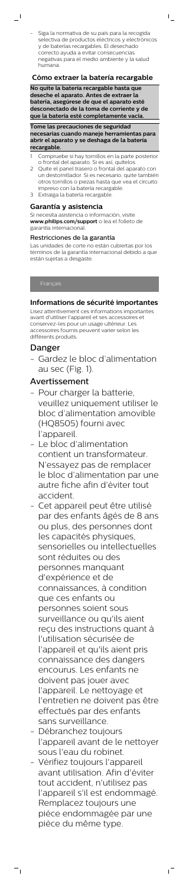- Siga la normativa de su país para la recogida selectiva de productos eléctricos y electrónicos y de baterías recargables. El desechado correcto ayuda a evitar consecuencias negativas para el medio ambiente y la salud humana.

### Cómo extraer la batería recargable

**No quite la batería recargable hasta que deseche el aparato. Antes de extraer la batería, asegúrese de que el aparato esté desconectado de la toma de corriente y de que la batería esté completamente vacía.**

**Tome las precauciones de seguridad necesarias cuando maneje herramientas para abrir el aparato y se deshaga de la batería recargable.**

1. Compruebe si hay tornillos en la parte posterior o frontal del aparato. Si es así, quítelos.
2. Quite el panel trasero o frontal del aparato con un destornillador. Si es necesario, quite también otros tornillos o piezas hasta que vea el circuito impreso con la batería recargable.
3. Extraiga la batería recargable.

### Garantía y asistencia

Si necesita asistencia o información, visite **www.philips.com/support** o lea el folleto de garantía internacional.

#### Restricciones de la garantía

Las unidades de corte no están cubiertas por los términos de la garantía internacional debido a que están sujetas a desgaste.

## Français

### Informations de sécurité importantes

Lisez attentivement ces informations importantes avant d'utiliser l'appareil et ses accessoires et conservez-les pour un usage ultérieur. Les accessoires fournis peuvent varier selon les différents produits.

### Danger

- Gardez le bloc d'alimentation au sec (Fig. 1).

### Avertissement

- Pour charger la batterie, veuillez uniquement utiliser le bloc d'alimentation amovible (HQ8505) fourni avec l'appareil.
- Le bloc d'alimentation contient un transformateur. N'essayez pas de remplacer le bloc d'alimentation par une autre fiche afin d'éviter tout accident.
- Cet appareil peut être utilisé par des enfants âgés de 8 ans ou plus, des personnes dont les capacités physiques, sensorielles ou intellectuelles sont réduites ou des personnes manquant d'expérience et de connaissances, à condition que ces enfants ou personnes soient sous surveillance ou qu'ils aient reçu des instructions quant à l'utilisation sécurisée de l'appareil et qu'ils aient pris connaissance des dangers encourus. Les enfants ne doivent pas jouer avec l'appareil. Le nettoyage et l'entretien ne doivent pas être effectués par des enfants sans surveillance.
- Débranchez toujours l'appareil avant de le nettoyer sous l'eau du robinet.
- Vérifiez toujours l'appareil avant utilisation. Afin d'éviter tout accident, n'utilisez pas l'appareil s'il est endommagé. Remplacez toujours une pièce endommagée par une pièce du même type.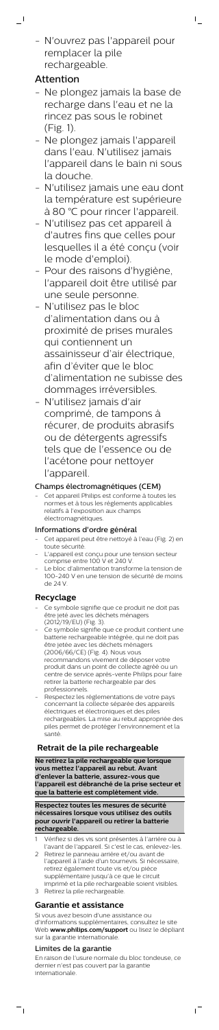- N'ouvrez pas l'appareil pour remplacer la pile rechargeable.

## Attention

- Ne plongez jamais la base de recharge dans l'eau et ne la rincez pas sous le robinet (Fig. 1).
- Ne plongez jamais l'appareil dans l'eau. N'utilisez jamais l'appareil dans le bain ni sous la douche.
- N'utilisez jamais une eau dont la température est supérieure à 80 °C pour rincer l'appareil.
- N'utilisez pas cet appareil à d'autres fins que celles pour lesquelles il a été conçu (voir le mode d'emploi).
- Pour des raisons d'hygiène, l'appareil doit être utilisé par une seule personne.
- N'utilisez pas le bloc d'alimentation dans ou à proximité de prises murales qui contiennent un assainisseur d'air électrique, afin d'éviter que le bloc d'alimentation ne subisse des dommages irréversibles.
- N'utilisez jamais d'air comprimé, de tampons à récurer, de produits abrasifs ou de détergents agressifs tels que de l'essence ou de l'acétone pour nettoyer l'appareil.

### Champs électromagnétiques (CEM)

- Cet appareil Philips est conforme à toutes les normes et à tous les règlements applicables relatifs à l'exposition aux champs électromagnétiques.

### Informations d'ordre général

- Cet appareil peut être nettoyé à l'eau (Fig. 2) en toute sécurité.
- L'appareil est conçu pour une tension secteur comprise entre 100 V et 240 V.
- Le bloc d'alimentation transforme la tension de 100-240 V en une tension de sécurité de moins de 24 V.

## Recyclage

- Ce symbole signifie que ce produit ne doit pas être jeté avec les déchets ménagers (2012/19/EU) (Fig. 3).
- Ce symbole signifie que ce produit contient une batterie rechargeable intégrée, qui ne doit pas être jetée avec les déchets ménagers (2006/66/CE) (Fig. 4). Nous vous recommandons vivement de déposer votre produit dans un point de collecte agréé ou un centre de service après-vente Philips pour faire retirer la batterie rechargeable par des professionnels.
- Respectez les réglementations de votre pays concernant la collecte séparée des appareils électriques et électroniques et des piles rechargeables. La mise au rebut appropriée des piles permet de protéger l'environnement et la santé.

## Retrait de la pile rechargeable

**Ne retirez la pile rechargeable que lorsque vous mettez l'appareil au rebut. Avant d'enlever la batterie, assurez-vous que l'appareil est débranché de la prise secteur et que la batterie est complètement vide.**

**Respectez toutes les mesures de sécurité nécessaires lorsque vous utilisez des outils pour ouvrir l'appareil ou retirer la batterie rechargeable.**

1. Vérifiez si des vis sont présentes à l'arrière ou à l'avant de l'appareil. Si c'est le cas, enlevez-les.
2. Retirez le panneau arrière et/ou avant de l'appareil à l'aide d'un tournevis. Si nécessaire, retirez également toute vis et/ou pièce supplémentaire jusqu'à ce que le circuit imprimé et la pile rechargeable soient visibles.
3. Retirez la pile rechargeable.

## Garantie et assistance

Si vous avez besoin d'une assistance ou d'informations supplémentaires, consultez le site Web **www.philips.com/support** ou lisez le dépliant sur la garantie internationale.

### Limites de la garantie

En raison de l'usure normale du bloc tondeuse, ce dernier n'est pas couvert par la garantie internationale.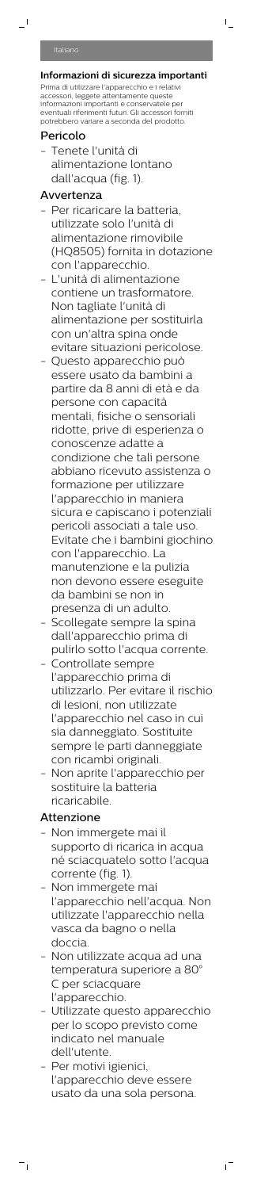## Informazioni di sicurezza importanti

Prima di utilizzare l'apparecchio e i relativi accessori, leggete attentamente queste informazioni importanti e conservatele per eventuali riferimenti futuri. Gli accessori forniti potrebbero variare a seconda del prodotto.

### Pericolo

- Tenete l'unità di alimentazione lontano dall'acqua (fig. 1).

### Avvertenza

- Per ricaricare la batteria, utilizzate solo l'unità di alimentazione rimovibile (HQ8505) fornita in dotazione con l'apparecchio.
- L'unità di alimentazione contiene un trasformatore. Non tagliate l'unità di alimentazione per sostituirla con un'altra spina onde evitare situazioni pericolose.
- Questo apparecchio può essere usato da bambini a partire da 8 anni di età e da persone con capacità mentali, fisiche o sensoriali ridotte, prive di esperienza o conoscenze adatte a condizione che tali persone abbiano ricevuto assistenza o formazione per utilizzare l'apparecchio in maniera sicura e capiscano i potenziali pericoli associati a tale uso. Evitate che i bambini giochino con l'apparecchio. La manutenzione e la pulizia non devono essere eseguite da bambini se non in presenza di un adulto.
- Scollegate sempre la spina dall'apparecchio prima di pulirlo sotto l'acqua corrente.
- Controllate sempre l'apparecchio prima di utilizzarlo. Per evitare il rischio di lesioni, non utilizzate l'apparecchio nel caso in cui sia danneggiato. Sostituite sempre le parti danneggiate con ricambi originali.
- Non aprite l'apparecchio per sostituire la batteria ricaricabile.

### Attenzione

- Non immergete mai il supporto di ricarica in acqua né sciacquatelo sotto l'acqua corrente (fig. 1).
- Non immergete mai l'apparecchio nell'acqua. Non utilizzate l'apparecchio nella vasca da bagno o nella doccia.
- Non utilizzate acqua ad una temperatura superiore a 80° C per sciacquare l'apparecchio.
- Utilizzate questo apparecchio per lo scopo previsto come indicato nel manuale dell'utente.
- Per motivi igienici, l'apparecchio deve essere usato da una sola persona.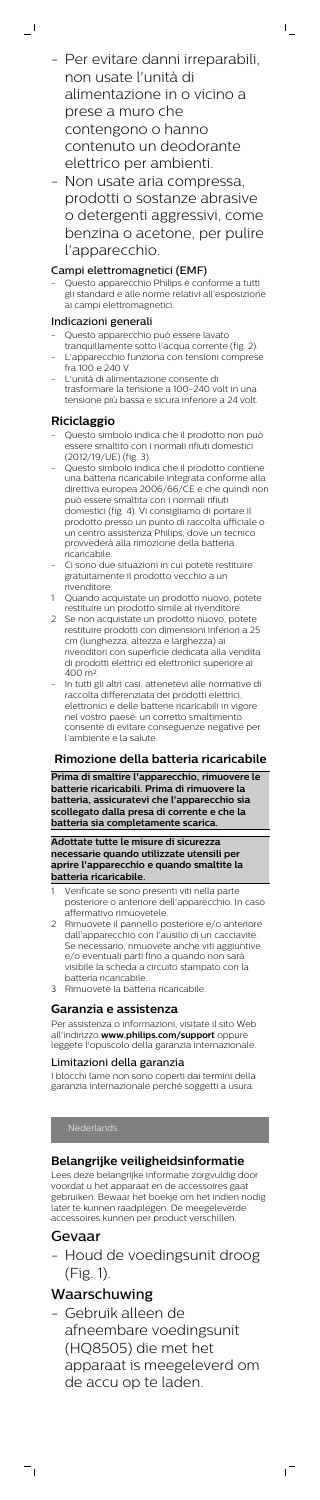- Per evitare danni irreparabili, non usate l'unità di alimentazione in o vicino a prese a muro che contengono o hanno contenuto un deodorante elettrico per ambienti.
- Non usate aria compressa, prodotti o sostanze abrasive o detergenti aggressivi, come benzina o acetone, per pulire l'apparecchio.

### Campi elettromagnetici (EMF)

- Questo apparecchio Philips è conforme a tutti gli standard e alle norme relativi all'esposizione ai campi elettromagnetici.

### Indicazioni generali

- Questo apparecchio può essere lavato tranquillamente sotto l'acqua corrente (fig. 2).
- L'apparecchio funziona con tensioni comprese fra 100 e 240 V.
- L'unità di alimentazione consente di trasformare la tensione a 100-240 volt in una tensione più bassa e sicura inferiore a 24 volt.

## Riciclaggio

- Questo simbolo indica che il prodotto non può essere smaltito con i normali rifiuti domestici (2012/19/UE) (fig. 3).
- Questo simbolo indica che il prodotto contiene una batteria ricaricabile integrata conforme alla direttiva europea 2006/66/CE e che quindi non può essere smaltita con i normali rifiuti domestici (fig. 4). Vi consigliamo di portare il prodotto presso un punto di raccolta ufficiale o un centro assistenza Philips, dove un tecnico provvederà alla rimozione della batteria ricaricabile.
- Ci sono due situazioni in cui potete restituire gratuitamente il prodotto vecchio a un rivenditore:

1. Quando acquistate un prodotto nuovo, potete restituire un prodotto simile al rivenditore.
2. Se non acquistate un prodotto nuovo, potete restituire prodotti con dimensioni inferiori a 25 cm (lunghezza, altezza e larghezza) ai rivenditori con superficie dedicata alla vendita di prodotti elettrici ed elettronici superiore ai 400 m².

- In tutti gli altri casi, attenetevi alle normative di raccolta differenziata dei prodotti elettrici, elettronici e delle batterie ricaricabili in vigore nel vostro paese: un corretto smaltimento consente di evitare conseguenze negative per l'ambiente e la salute.

## Rimozione della batteria ricaricabile

**Prima di smaltire l'apparecchio, rimuovere le batterie ricaricabili. Prima di rimuovere la batteria, assicuratevi che l'apparecchio sia scollegato dalla presa di corrente e che la batteria sia completamente scarica.**

**Adottate tutte le misure di sicurezza necessarie quando utilizzate utensili per aprire l'apparecchio e quando smaltite la batteria ricaricabile.**

1. Verificate se sono presenti viti nella parte posteriore o anteriore dell'apparecchio. In caso affermativo rimuovetele.
2. Rimuovete il pannello posteriore e/o anteriore dall'apparecchio con l'ausilio di un cacciavite. Se necessario, rimuovete anche viti aggiuntive e/o eventuali parti fino a quando non sarà visibile la scheda a circuito stampato con la batteria ricaricabile.
3. Rimuovete la batteria ricaricabile.

## Garanzia e assistenza

Per assistenza o informazioni, visitate il sito Web all'indirizzo **www.philips.com/support** oppure leggete l'opuscolo della garanzia internazionale.

### Limitazioni della garanzia

I blocchi lame non sono coperti dai termini della garanzia internazionale perché soggetti a usura.

Nederlands

## Belangrijke veiligheidsinformatie

Lees deze belangrijke informatie zorgvuldig door voordat u het apparaat en de accessoires gaat gebruiken. Bewaar het boekje om het indien nodig later te kunnen raadplegen. De meegeleverde accessoires kunnen per product verschillen.

## Gevaar

- Houd de voedingsunit droog (Fig. 1).

## Waarschuwing

- Gebruik alleen de afneembare voedingsunit (HQ8505) die met het apparaat is meegeleverd om de accu op te laden.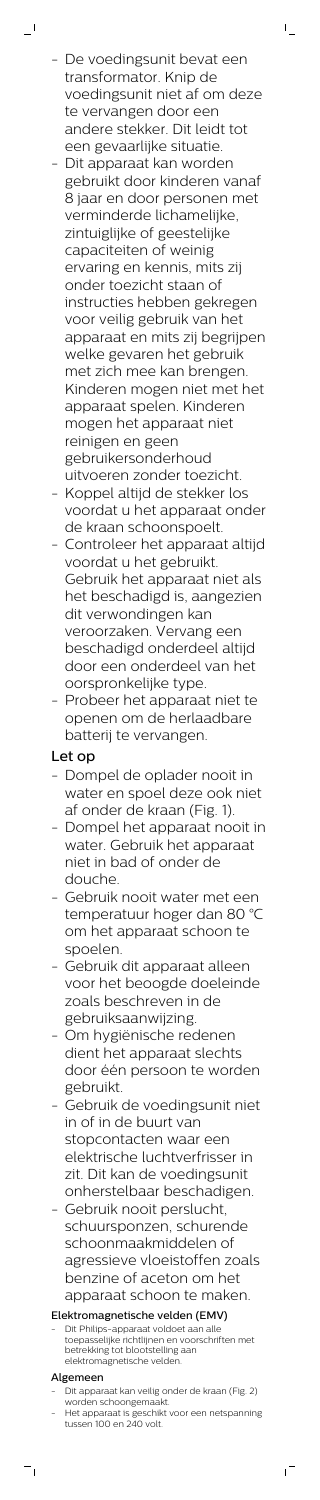- De voedingsunit bevat een transformator. Knip de voedingsunit niet af om deze te vervangen door een andere stekker. Dit leidt tot een gevaarlijke situatie.
- Dit apparaat kan worden gebruikt door kinderen vanaf 8 jaar en door personen met verminderde lichamelijke, zintuiglijke of geestelijke capaciteiten of weinig ervaring en kennis, mits zij onder toezicht staan of instructies hebben gekregen voor veilig gebruik van het apparaat en mits zij begrijpen welke gevaren het gebruik met zich mee kan brengen. Kinderen mogen niet met het apparaat spelen. Kinderen mogen het apparaat niet reinigen en geen gebruikersonderhoud uitvoeren zonder toezicht.
- Koppel altijd de stekker los voordat u het apparaat onder de kraan schoonspoelt.
- Controleer het apparaat altijd voordat u het gebruikt. Gebruik het apparaat niet als het beschadigd is, aangezien dit verwondingen kan veroorzaken. Vervang een beschadigd onderdeel altijd door een onderdeel van het oorspronkelijke type.
- Probeer het apparaat niet te openen om de herlaadbare batterij te vervangen.

### Let op

- Dompel de oplader nooit in water en spoel deze ook niet af onder de kraan (Fig. 1).
- Dompel het apparaat nooit in water. Gebruik het apparaat niet in bad of onder de douche.
- Gebruik nooit water met een temperatuur hoger dan 80 °C om het apparaat schoon te spoelen.
- Gebruik dit apparaat alleen voor het beoogde doeleinde zoals beschreven in de gebruiksaanwijzing.
- Om hygiënische redenen dient het apparaat slechts door één persoon te worden gebruikt.
- Gebruik de voedingsunit niet in of in de buurt van stopcontacten waar een elektrische luchtverfrisser in zit. Dit kan de voedingsunit onherstelbaar beschadigen.
- Gebruik nooit perslucht, schuursponzen, schurende schoonmaakmiddelen of agressieve vloeistoffen zoals benzine of aceton om het apparaat schoon te maken.

#### Elektromagnetische velden (EMV)

- Dit Philips-apparaat voldoet aan alle toepasselijke richtlijnen en voorschriften met betrekking tot blootstelling aan elektromagnetische velden.

#### Algemeen

- Dit apparaat kan veilig onder de kraan (Fig. 2) worden schoongemaakt.
- Het apparaat is geschikt voor een netspanning tussen 100 en 240 volt.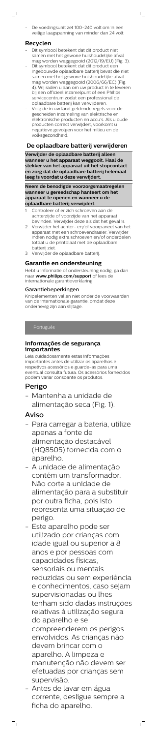- De voedingsunit zet 100-240 volt om in een veilige laagspanning van minder dan 24 volt.

## Recyclen

- Dit symbool betekent dat dit product niet samen met het gewone huishoudelijke afval mag worden weggegooid (2012/19/EU) (Fig. 3).
- Dit symbool betekent dat dit product een ingebouwde oplaadbare batterij bevat die niet samen met het gewone huishoudelijke afval mag worden weggegooid (2006/66/EC) (Fig. 4). Wij raden u aan om uw product in te leveren bij een officieel inzamelpunt of een Philips servicecentrum zodat een professional de oplaadbare batterij kan verwijderen.
- Volg de in uw land geldende regels voor de gescheiden inzameling van elektrische en elektronische producten en accu's. Als u oude producten correct verwijdert, voorkomt u negatieve gevolgen voor het milieu en de volksgezondheid.

## De oplaadbare batterij verwijderen

**Verwijder de oplaadbare batterij alleen wanneer u het apparaat weggooit. Haal de stekker van het apparaat uit het stopcontact en zorg dat de oplaadbare batterij helemaal leeg is voordat u deze verwijdert.**

**Neem de benodigde voorzorgsmaatregelen wanneer u gereedschap hanteert om het apparaat te openen en wanneer u de oplaadbare batterij verwijdert.**

1. Controleer of er zich schroeven aan de achterzijde of voorzijde van het apparaat bevinden. Verwijder deze als dat het geval is.
2. Verwijder het achter- en/of voorpaneel van het apparaat met een schroevendraaier. Verwijder indien nodig extra schroeven en/of onderdelen totdat u de printplaat met de oplaadbare batterij ziet.
3. Verwijder de oplaadbare batterij.

## Garantie en ondersteuning

Hebt u informatie of ondersteuning nodig, ga dan naar **www.philips.com/support** of lees de internationale garantieverklaring.

### Garantiebeperkingen

Knipelementen vallen niet onder de voorwaarden van de internationale garantie, omdat deze onderhevig zijn aan slijtage.

Português

## Informações de segurança importantes

Leia cuidadosamente estas informações importantes antes de utilizar os aparelhos e respetivos acessórios e guarde-as para uma eventual consulta futura. Os acessórios fornecidos podem variar consoante os produtos.

## Perigo

- Mantenha a unidade de alimentação seca (Fig. 1).

## Aviso

- Para carregar a bateria, utilize apenas a fonte de alimentação destacável (HQ8505) fornecida com o aparelho.
- A unidade de alimentação contém um transformador. Não corte a unidade de alimentação para a substituir por outra ficha, pois isto representa uma situação de perigo.
- Este aparelho pode ser utilizado por crianças com idade igual ou superior a 8 anos e por pessoas com capacidades físicas, sensoriais ou mentais reduzidas ou sem experiência e conhecimentos, caso sejam supervisionadas ou lhes tenham sido dadas instruções relativas à utilização segura do aparelho e se compreenderem os perigos envolvidos. As crianças não devem brincar com o aparelho. A limpeza e manutenção não devem ser efetuadas por crianças sem supervisão.
- Antes de lavar em água corrente, desligue sempre a ficha do aparelho.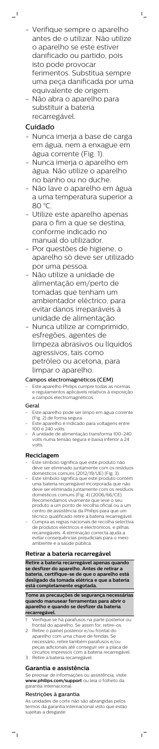- Verifique sempre o aparelho antes de o utilizar. Não utilize o aparelho se este estiver danificado ou partido, pois isto pode provocar ferimentos. Substitua sempre uma peça danificada por uma equivalente de origem.
- Não abra o aparelho para substituir a bateria recarregável.

## Cuidado

- Nunca imerja a base de carga em água, nem a enxague em água corrente (Fig. 1).
- Nunca imerja o aparelho em água. Não utilize o aparelho no banho ou no duche.
- Não lave o aparelho em água a uma temperatura superior a 80 °C.
- Utilize este aparelho apenas para o fim a que se destina, conforme indicado no manual do utilizador.
- Por questões de higiene, o aparelho só deve ser utilizado por uma pessoa.
- Não utilize a unidade de alimentação em/perto de tomadas que tenham um ambientador eléctrico, para evitar danos irreparáveis à unidade de alimentação.
- Nunca utilizar ar comprimido, esfregões, agentes de limpeza abrasivos ou líquidos agressivos, tais como petróleo ou acetona, para limpar o aparelho.

### Campos electromagnéticos (CEM)

- Este aparelho Philips cumpre todas as normas e regulamentos aplicáveis relativos à exposição a campos electromagnéticos.

### Geral

- Este aparelho pode ser limpo em água corrente (Fig. 2) de forma segura.
- Este aparelho é indicado para voltagens entre 100 e 240 volts.
- A unidade de alimentação transforma 100-240 volts numa tensão segura e baixa inferior a 24 volts.

## Reciclagem

- Este símbolo significa que este produto não deve ser eliminado juntamente com os resíduos domésticos comuns (2012/19/UE) (Fig. 3).
- Este símbolo significa que este produto contém uma bateria recarregável incorporada que não deve ser eliminada juntamente com os resíduos domésticos comuns (Fig. 4) (2006/66/CE). Recomendamos vivamente que leve o seu produto a um ponto de recolha oficial ou a um centro de assistência da Philips para que um técnico qualificado retire a bateria recarregável.
- Cumpra as regras nacionais de recolha selectiva de produtos eléctricos e electrónicos, e pilhas recarregáveis. A eliminação correcta ajuda a evitar consequências prejudiciais para o meio ambiente e a saúde pública.

## Retirar a bateria recarregável

**Retire a bateria recarregável apenas quando se desfizer do aparelho. Antes de retirar a bateria, certifique-se de que o aparelho está desligado da tomada elétrica e que a bateria está completamente esgotada.**

**Tome as precauções de segurança necessárias quando manusear ferramentas para abrir o aparelho e quando se desfizer da bateria recarregável.**

1. Verifique se há parafusos na parte posterior ou frontal do aparelho. Se assim for, retire-os.
2. Retire o painel posterior e/ou frontal do aparelho com uma chave de fendas. Se necessário, retire também parafusos e/ou peças adicionais até conseguir ver a placa de circuitos impressos com a bateria recarregável.
3. Retire a bateria recarregável.

## Garantia e assistência

Se precisar de informações ou assistência, visite **www.philips.com/support** ou leia o folheto da garantia internacional.

### Restrições à garantia

As unidades de corte não são abrangidas pelos termos da garantia internacional visto que estão sujeitas a desgaste.